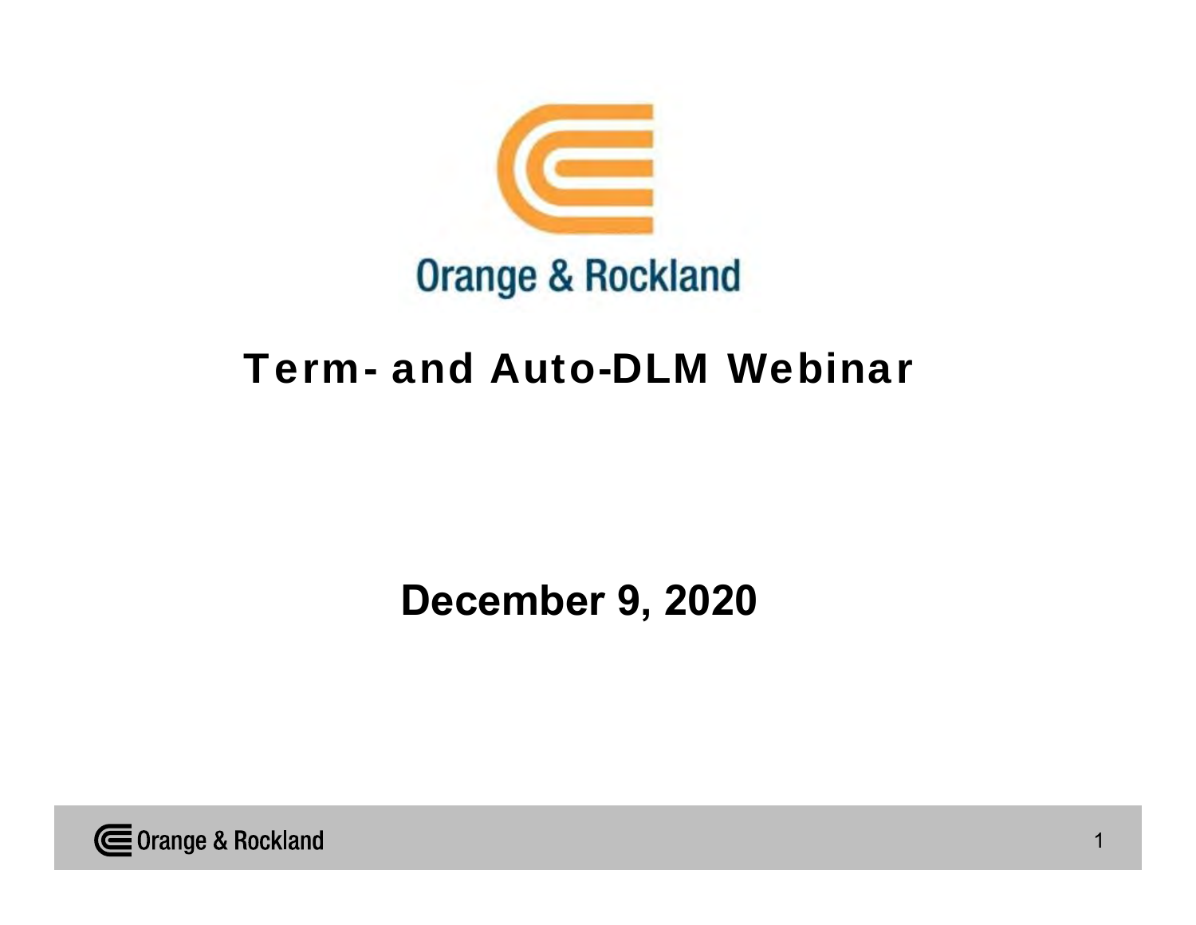Orange & Rockland

# Term- and Auto-DLM Webinar

**December 9, 2020**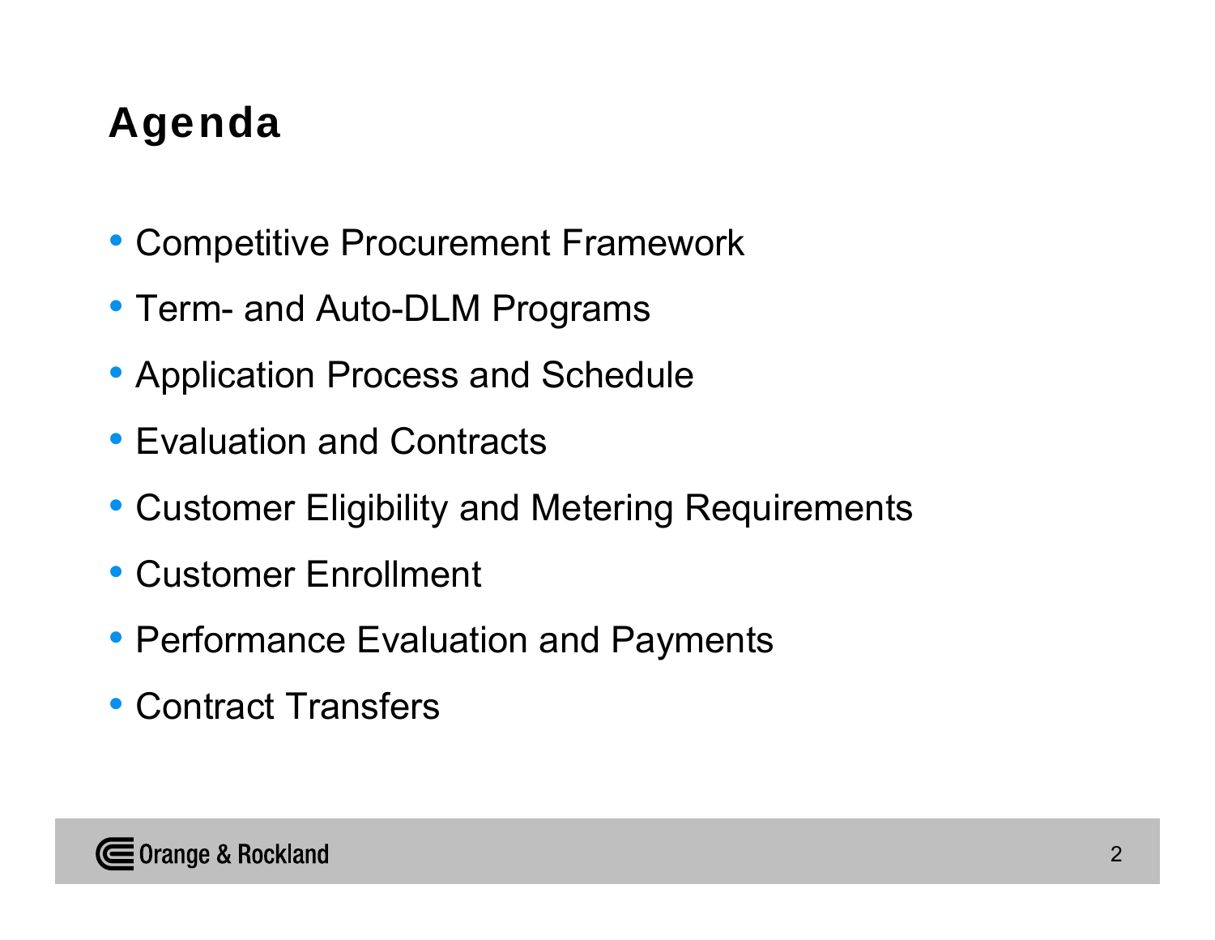# Agenda

- Competitive Procurement Framework
- Term- and Auto-DLM Programs
- Application Process and Schedule
- Evaluation and Contracts
- Customer Eligibility and Metering Requirements
- Customer Enrollment
- Performance Evaluation and Payments
- Contract Transfers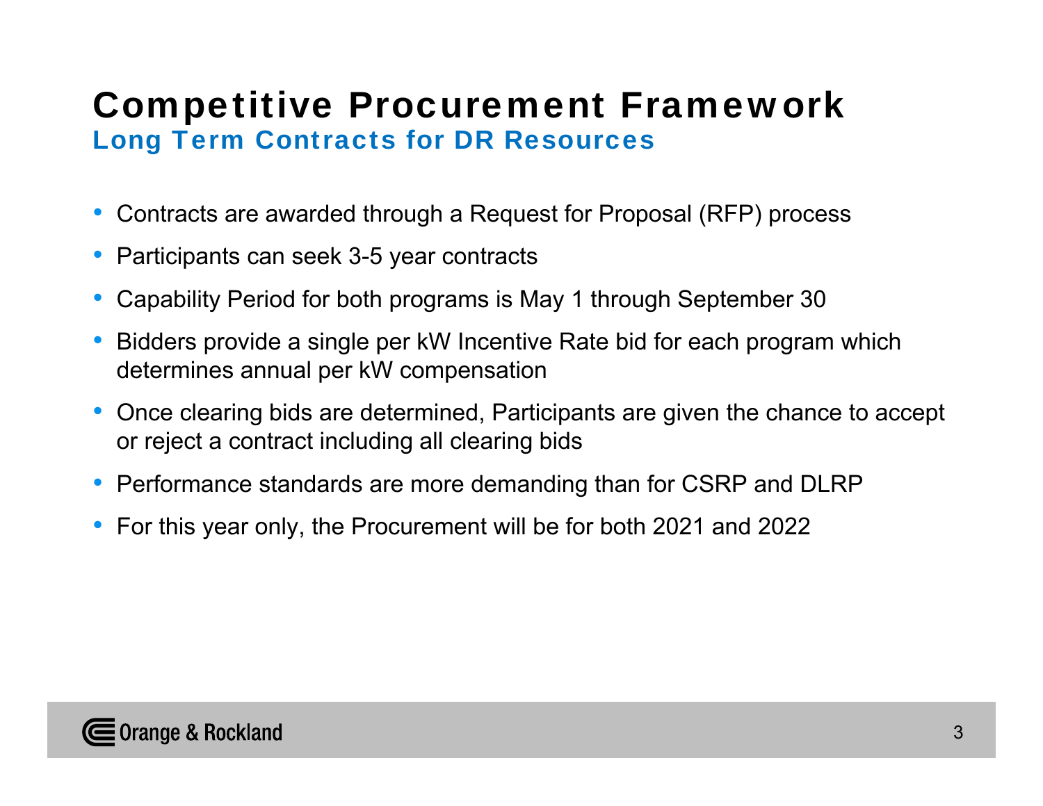# Competitive Procurement Framework

## Long Term Contracts for DR Resources

- Contracts are awarded through a Request for Proposal (RFP) process
- Participants can seek 3-5 year contracts
- Capability Period for both programs is May 1 through September 30
- Bidders provide a single per kW Incentive Rate bid for each program which determines annual per kW compensation
- Once clearing bids are determined, Participants are given the chance to accept or reject a contract including all clearing bids
- Performance standards are more demanding than for CSRP and DLRP
- For this year only, the Procurement will be for both 2021 and 2022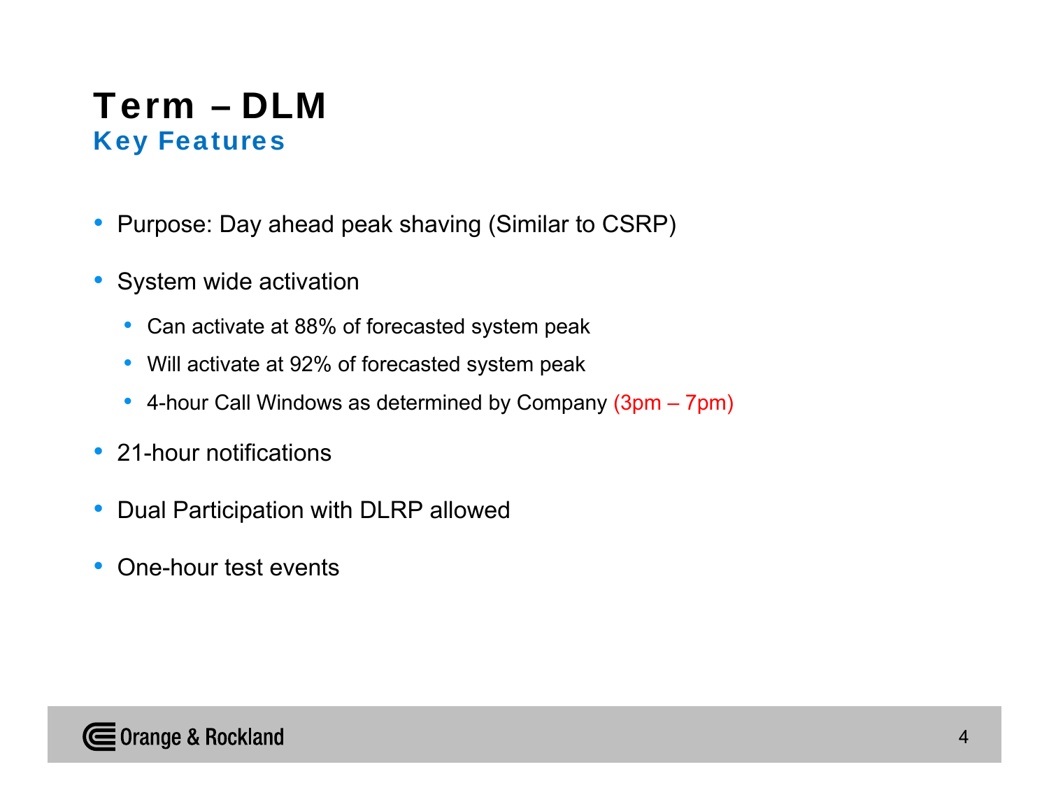# Term – DLM

## Key Features

- Purpose: Day ahead peak shaving (Similar to CSRP)
- System wide activation
  - Can activate at 88% of forecasted system peak
  - Will activate at 92% of forecasted system peak
  - 4-hour Call Windows as determined by Company (3pm – 7pm)
- 21-hour notifications
- Dual Participation with DLRP allowed
- One-hour test events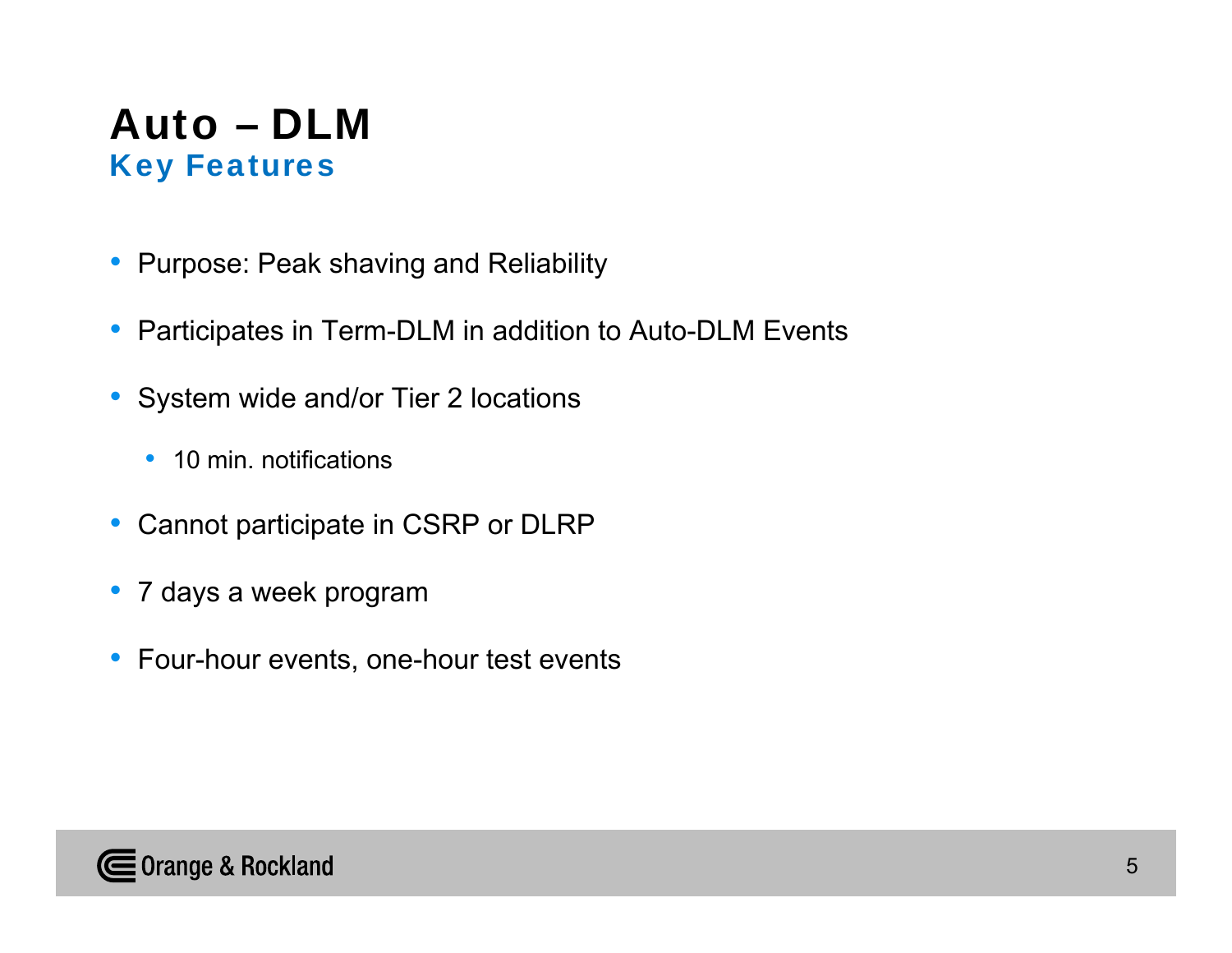# Auto – DLM

## Key Features

- Purpose: Peak shaving and Reliability
- Participates in Term-DLM in addition to Auto-DLM Events
- System wide and/or Tier 2 locations
    - 10 min. notifications
- Cannot participate in CSRP or DLRP
- 7 days a week program
- Four-hour events, one-hour test events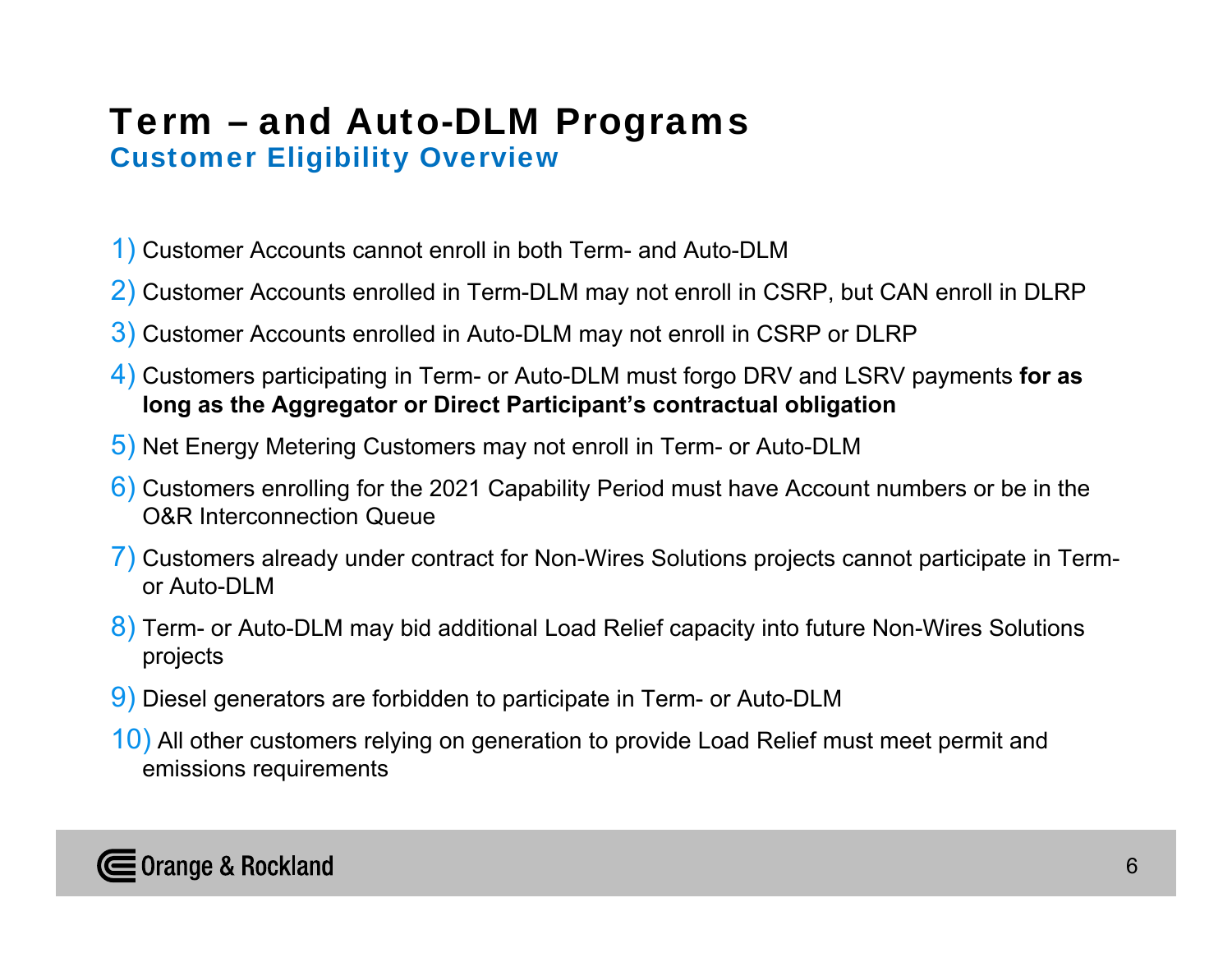# Term – and Auto-DLM Programs

## Customer Eligibility Overview

1) Customer Accounts cannot enroll in both Term- and Auto-DLM
2) Customer Accounts enrolled in Term-DLM may not enroll in CSRP, but CAN enroll in DLRP
3) Customer Accounts enrolled in Auto-DLM may not enroll in CSRP or DLRP
4) Customers participating in Term- or Auto-DLM must forgo DRV and LSRV payments **for as long as the Aggregator or Direct Participant's contractual obligation**
5) Net Energy Metering Customers may not enroll in Term- or Auto-DLM
6) Customers enrolling for the 2021 Capability Period must have Account numbers or be in the O&R Interconnection Queue
7) Customers already under contract for Non-Wires Solutions projects cannot participate in Term- or Auto-DLM
8) Term- or Auto-DLM may bid additional Load Relief capacity into future Non-Wires Solutions projects
9) Diesel generators are forbidden to participate in Term- or Auto-DLM
10) All other customers relying on generation to provide Load Relief must meet permit and emissions requirements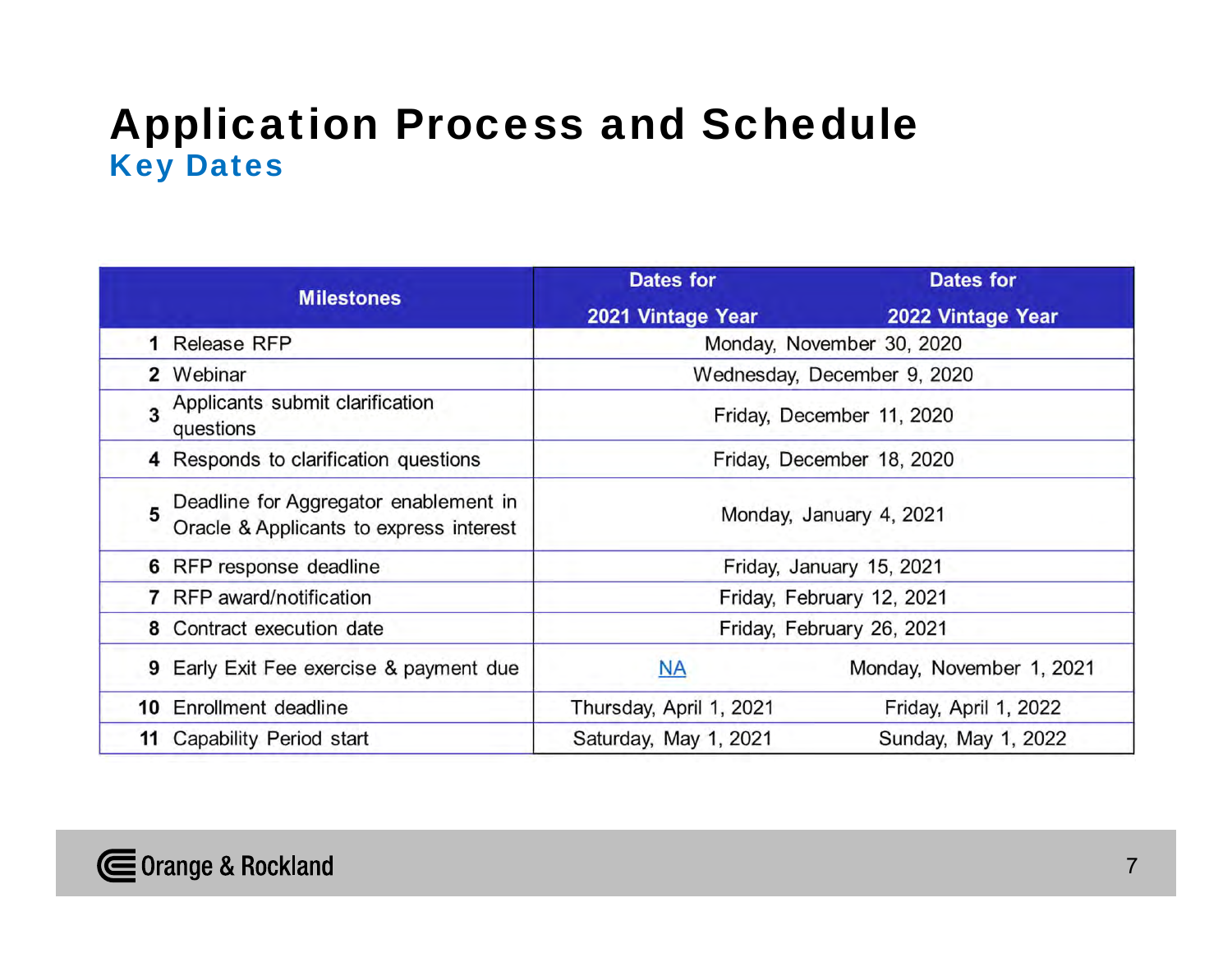# Application Process and Schedule

## Key Dates

| | Milestones | Dates for 2021 Vintage Year | Dates for 2022 Vintage Year |
|---|---|---|---|
| 1 | Release RFP | Monday, November 30, 2020 | |
| 2 | Webinar | Wednesday, December 9, 2020 | |
| 3 | Applicants submit clarification questions | Friday, December 11, 2020 | |
| 4 | Responds to clarification questions | Friday, December 18, 2020 | |
| 5 | Deadline for Aggregator enablement in Oracle & Applicants to express interest | Monday, January 4, 2021 | |
| 6 | RFP response deadline | Friday, January 15, 2021 | |
| 7 | RFP award/notification | Friday, February 12, 2021 | |
| 8 | Contract execution date | Friday, February 26, 2021 | |
| 9 | Early Exit Fee exercise & payment due | NA | Monday, November 1, 2021 |
| 10 | Enrollment deadline | Thursday, April 1, 2021 | Friday, April 1, 2022 |
| 11 | Capability Period start | Saturday, May 1, 2021 | Sunday, May 1, 2022 |

Orange & Rockland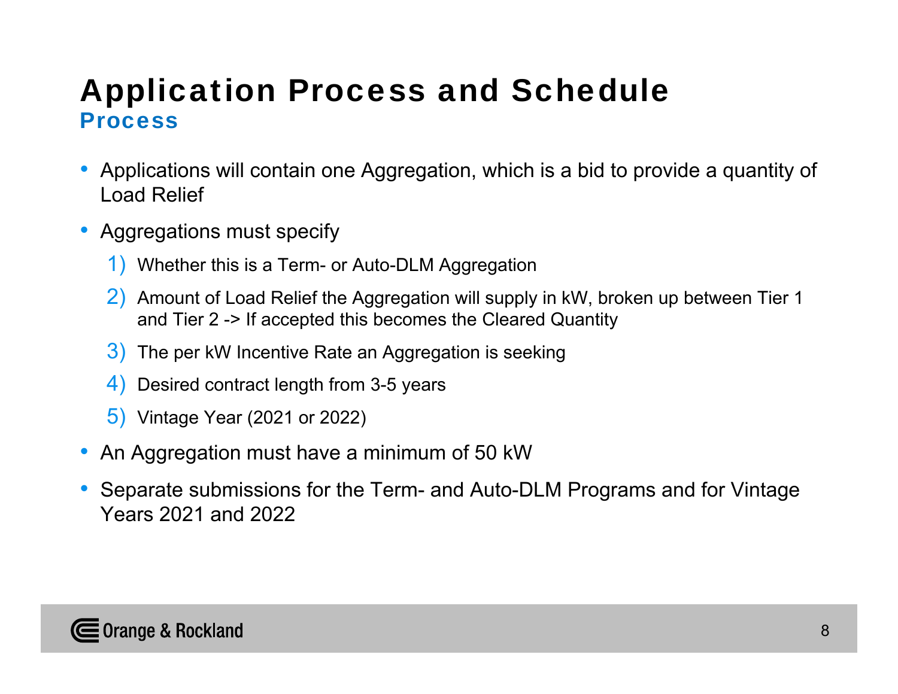# Application Process and Schedule

## Process

- Applications will contain one Aggregation, which is a bid to provide a quantity of Load Relief
- Aggregations must specify
  1) Whether this is a Term- or Auto-DLM Aggregation
  2) Amount of Load Relief the Aggregation will supply in kW, broken up between Tier 1 and Tier 2 -> If accepted this becomes the Cleared Quantity
  3) The per kW Incentive Rate an Aggregation is seeking
  4) Desired contract length from 3-5 years
  5) Vintage Year (2021 or 2022)
- An Aggregation must have a minimum of 50 kW
- Separate submissions for the Term- and Auto-DLM Programs and for Vintage Years 2021 and 2022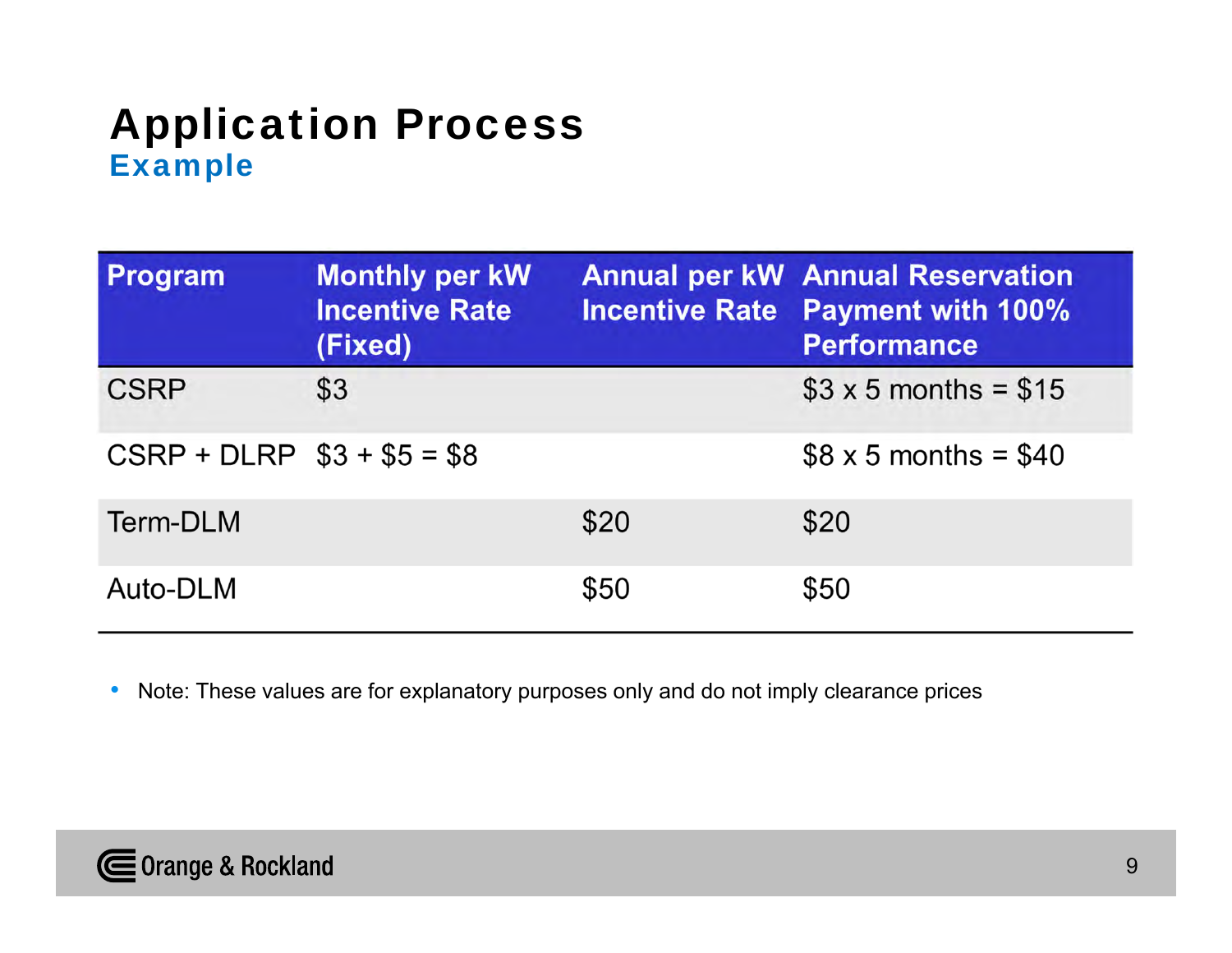# Application Process

## Example

| Program | Monthly per kW Incentive Rate (Fixed) | Annual per kW Incentive Rate | Annual Reservation Payment with 100% Performance |
|---|---|---|---|
| CSRP | $3 | | $3 x 5 months = $15 |
| CSRP + DLRP | $3 + $5 = $8 | | $8 x 5 months = $40 |
| Term-DLM | | $20 | $20 |
| Auto-DLM | | $50 | $50 |

- Note: These values are for explanatory purposes only and do not imply clearance prices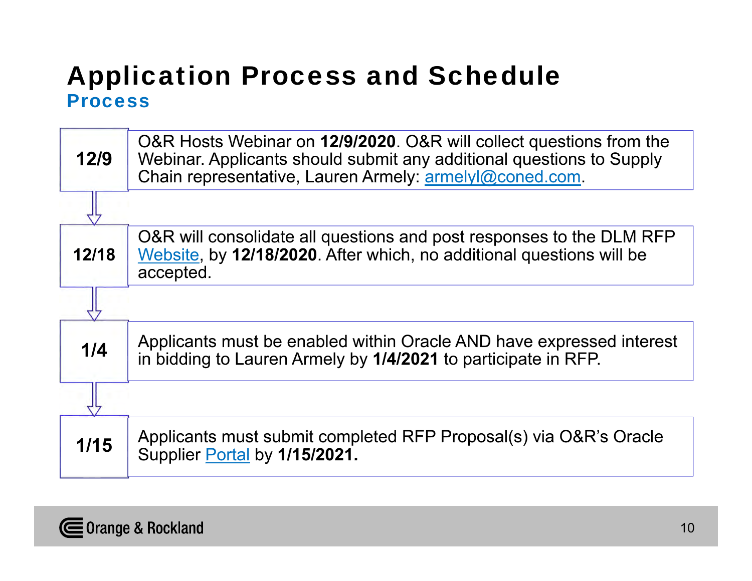# Application Process and Schedule

## Process

| Date | Step |
| --- | --- |
| **12/9** | O&R Hosts Webinar on **12/9/2020**. O&R will collect questions from the Webinar. Applicants should submit any additional questions to Supply Chain representative, Lauren Armely: armelyl@coned.com. |
| **12/18** | O&R will consolidate all questions and post responses to the DLM RFP Website, by **12/18/2020**. After which, no additional questions will be accepted. |
| **1/4** | Applicants must be enabled within Oracle AND have expressed interest in bidding to Lauren Armely by **1/4/2021** to participate in RFP. |
| **1/15** | Applicants must submit completed RFP Proposal(s) via O&R's Oracle Supplier Portal by **1/15/2021.** |

Orange & Rockland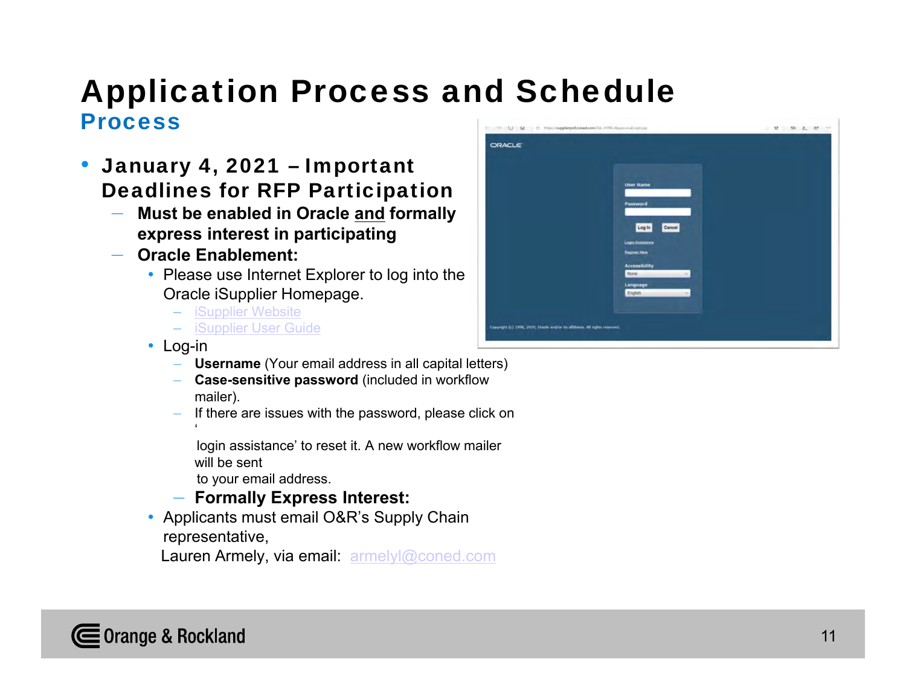# Application Process and Schedule

## Process

- **January 4, 2021 – Important Deadlines for RFP Participation**
  - **Must be enabled in Oracle and formally express interest in participating**
  - **Oracle Enablement:**
    - Please use Internet Explorer to log into the Oracle iSupplier Homepage.
      - iSupplier Website
      - iSupplier User Guide
    - Log-in
      - **Username** (Your email address in all capital letters)
      - **Case-sensitive password** (included in workflow mailer).
      - If there are issues with the password, please click on 'login assistance' to reset it. A new workflow mailer will be sent to your email address.
  - **Formally Express Interest:**
    - Applicants must email O&R's Supply Chain representative, Lauren Armely, via email: armelyl@coned.com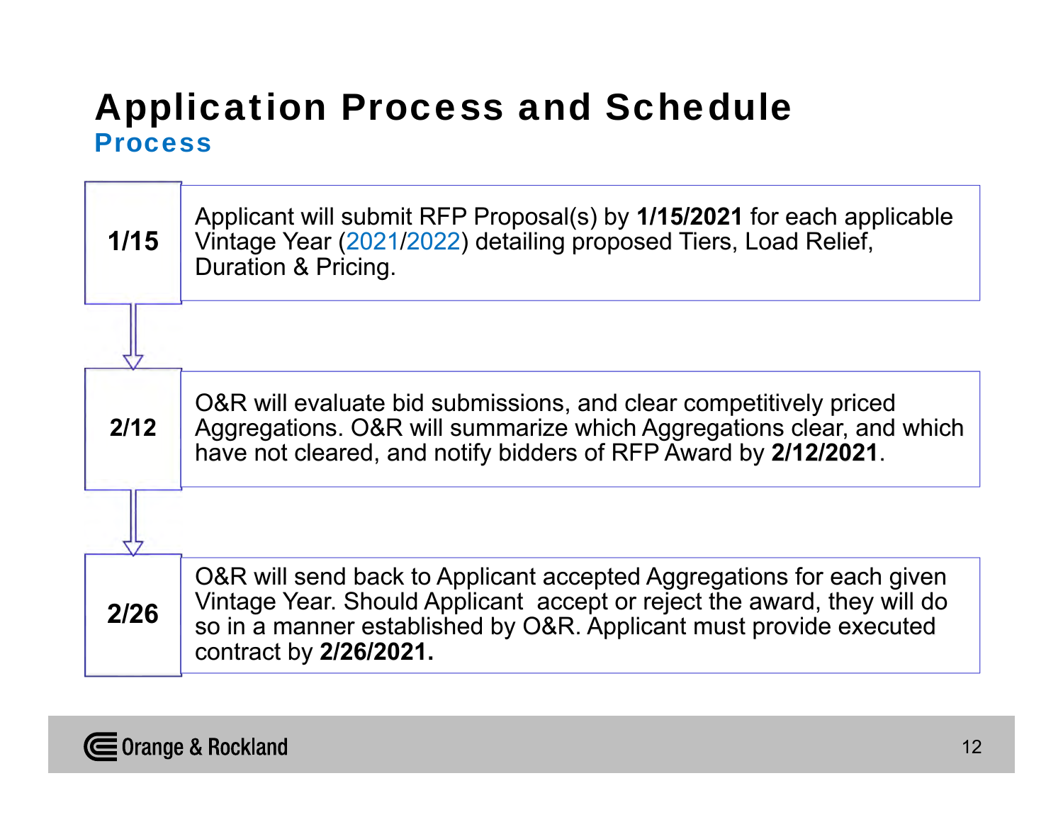# Application Process and Schedule

## Process

| | |
|---|---|
| **1/15** | Applicant will submit RFP Proposal(s) by **1/15/2021** for each applicable Vintage Year (2021/2022) detailing proposed Tiers, Load Relief, Duration & Pricing. |
| **2/12** | O&R will evaluate bid submissions, and clear competitively priced Aggregations. O&R will summarize which Aggregations clear, and which have not cleared, and notify bidders of RFP Award by **2/12/2021**. |
| **2/26** | O&R will send back to Applicant accepted Aggregations for each given Vintage Year. Should Applicant accept or reject the award, they will do so in a manner established by O&R. Applicant must provide executed contract by **2/26/2021.** |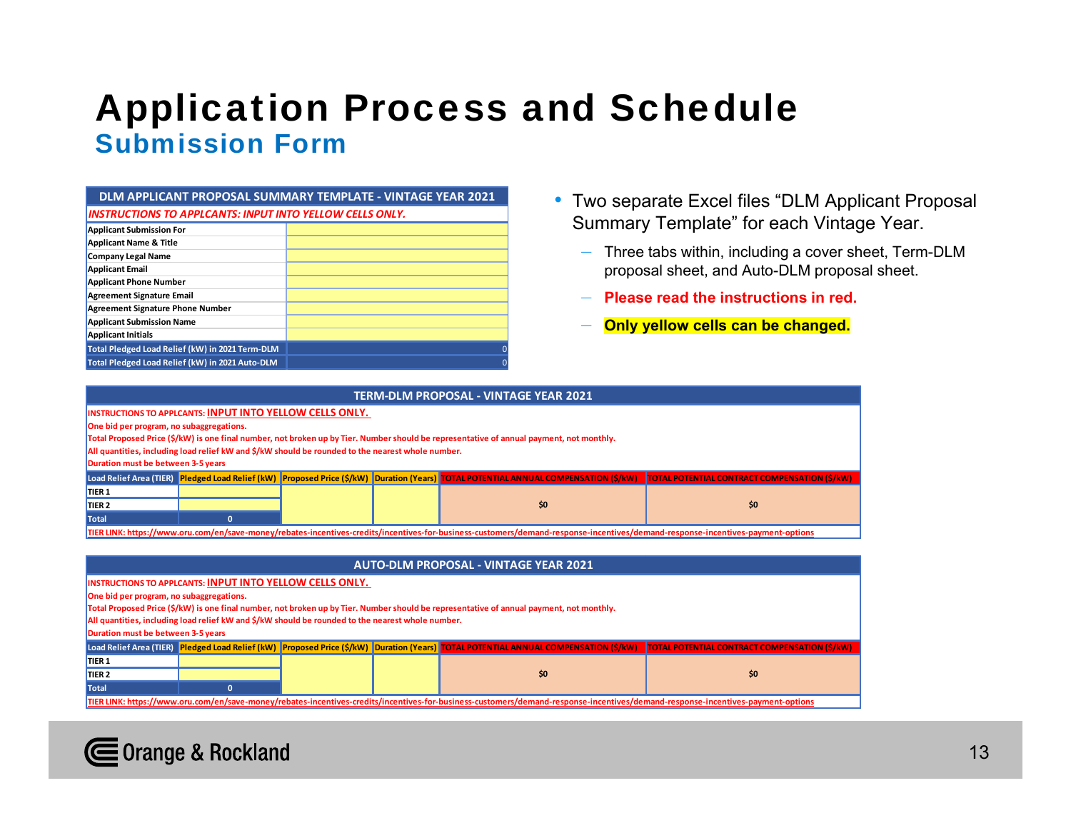# Application Process and Schedule

## Submission Form

| DLM APPLICANT PROPOSAL SUMMARY TEMPLATE - VINTAGE YEAR 2021 | |
|---|---|
| *INSTRUCTIONS TO APPLCANTS: INPUT INTO YELLOW CELLS ONLY.* | |
| Applicant Submission For | |
| Applicant Name & Title | |
| Company Legal Name | |
| Applicant Email | |
| Applicant Phone Number | |
| Agreement Signature Email | |
| Agreement Signature Phone Number | |
| Applicant Submission Name | |
| Applicant Initials | |
| Total Pledged Load Relief (kW) in 2021 Term-DLM | 0 |
| Total Pledged Load Relief (kW) in 2021 Auto-DLM | 0 |

- Two separate Excel files "DLM Applicant Proposal Summary Template" for each Vintage Year.
  - Three tabs within, including a cover sheet, Term-DLM proposal sheet, and Auto-DLM proposal sheet.
  - **Please read the instructions in red.**
  - **Only yellow cells can be changed.**

**TERM-DLM PROPOSAL - VINTAGE YEAR 2021**

INSTRUCTIONS TO APPLCANTS: INPUT INTO YELLOW CELLS ONLY.
One bid per program, no subaggregations.
Total Proposed Price ($/kW) is one final number, not broken up by Tier. Number should be representative of annual payment, not monthly.
All quantities, including load relief kW and $/kW should be rounded to the nearest whole number.
Duration must be between 3-5 years

| Load Relief Area (TIER) | Pledged Load Relief (kW) | Proposed Price ($/kW) | Duration (Years) | TOTAL POTENTIAL ANNUAL COMPENSATION ($/kW) | TOTAL POTENTIAL CONTRACT COMPENSATION ($/kW) |
|---|---|---|---|---|---|
| TIER 1 | | | | $0 | $0 |
| TIER 2 | | | | | |
| Total | 0 | | | | |

TIER LINK: https://www.oru.com/en/save-money/rebates-incentives-credits/incentives-for-business-customers/demand-response-incentives/demand-response-incentives-payment-options

**AUTO-DLM PROPOSAL - VINTAGE YEAR 2021**

INSTRUCTIONS TO APPLCANTS: INPUT INTO YELLOW CELLS ONLY.
One bid per program, no subaggregations.
Total Proposed Price ($/kW) is one final number, not broken up by Tier. Number should be representative of annual payment, not monthly.
All quantities, including load relief kW and $/kW should be rounded to the nearest whole number.
Duration must be between 3-5 years

| Load Relief Area (TIER) | Pledged Load Relief (kW) | Proposed Price ($/kW) | Duration (Years) | TOTAL POTENTIAL ANNUAL COMPENSATION ($/kW) | TOTAL POTENTIAL CONTRACT COMPENSATION ($/kW) |
|---|---|---|---|---|---|
| TIER 1 | | | | $0 | $0 |
| TIER 2 | | | | | |
| Total | 0 | | | | |

TIER LINK: https://www.oru.com/en/save-money/rebates-incentives-credits/incentives-for-business-customers/demand-response-incentives/demand-response-incentives-payment-options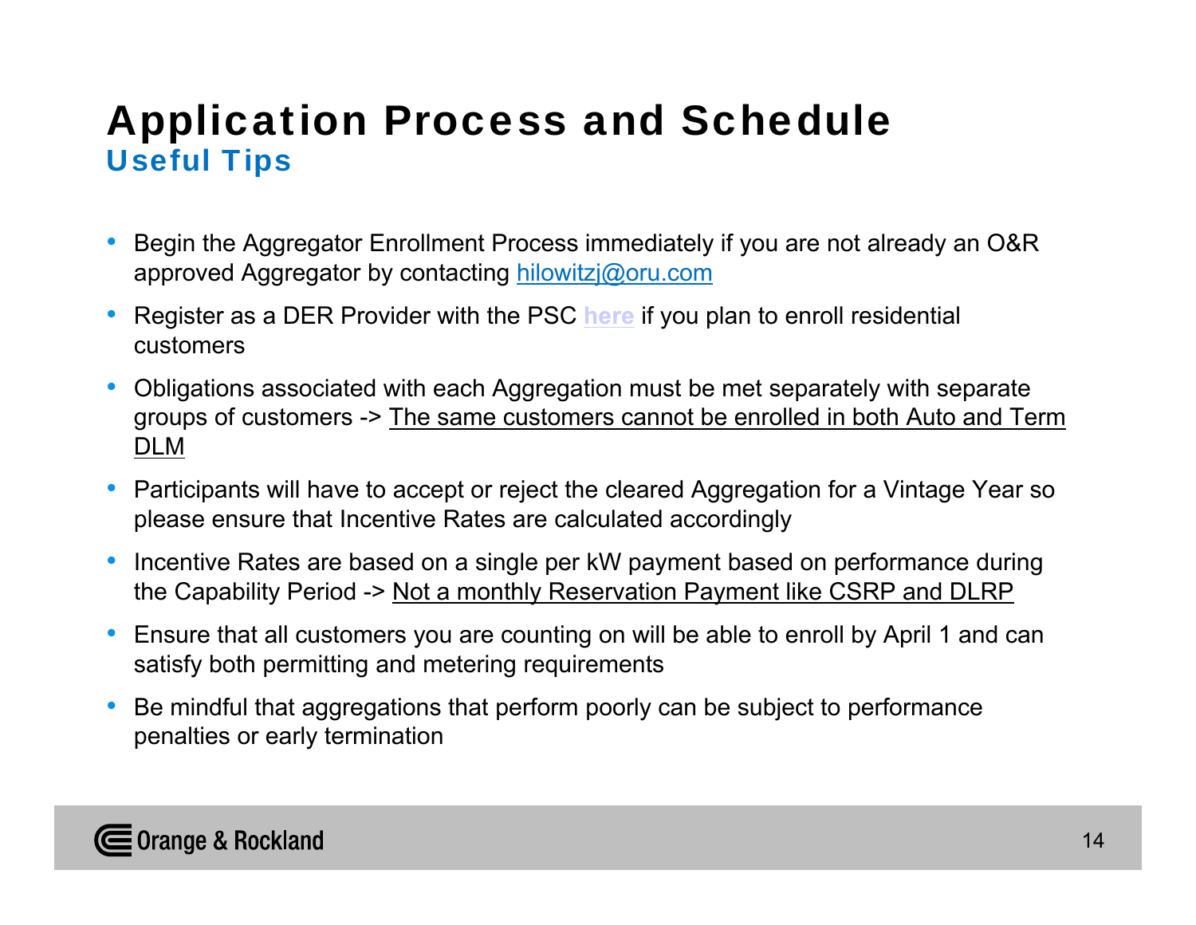# Application Process and Schedule

## Useful Tips

- Begin the Aggregator Enrollment Process immediately if you are not already an O&R approved Aggregator by contacting hilowitzj@oru.com
- Register as a DER Provider with the PSC here if you plan to enroll residential customers
- Obligations associated with each Aggregation must be met separately with separate groups of customers -> The same customers cannot be enrolled in both Auto and Term DLM
- Participants will have to accept or reject the cleared Aggregation for a Vintage Year so please ensure that Incentive Rates are calculated accordingly
- Incentive Rates are based on a single per kW payment based on performance during the Capability Period -> Not a monthly Reservation Payment like CSRP and DLRP
- Ensure that all customers you are counting on will be able to enroll by April 1 and can satisfy both permitting and metering requirements
- Be mindful that aggregations that perform poorly can be subject to performance penalties or early termination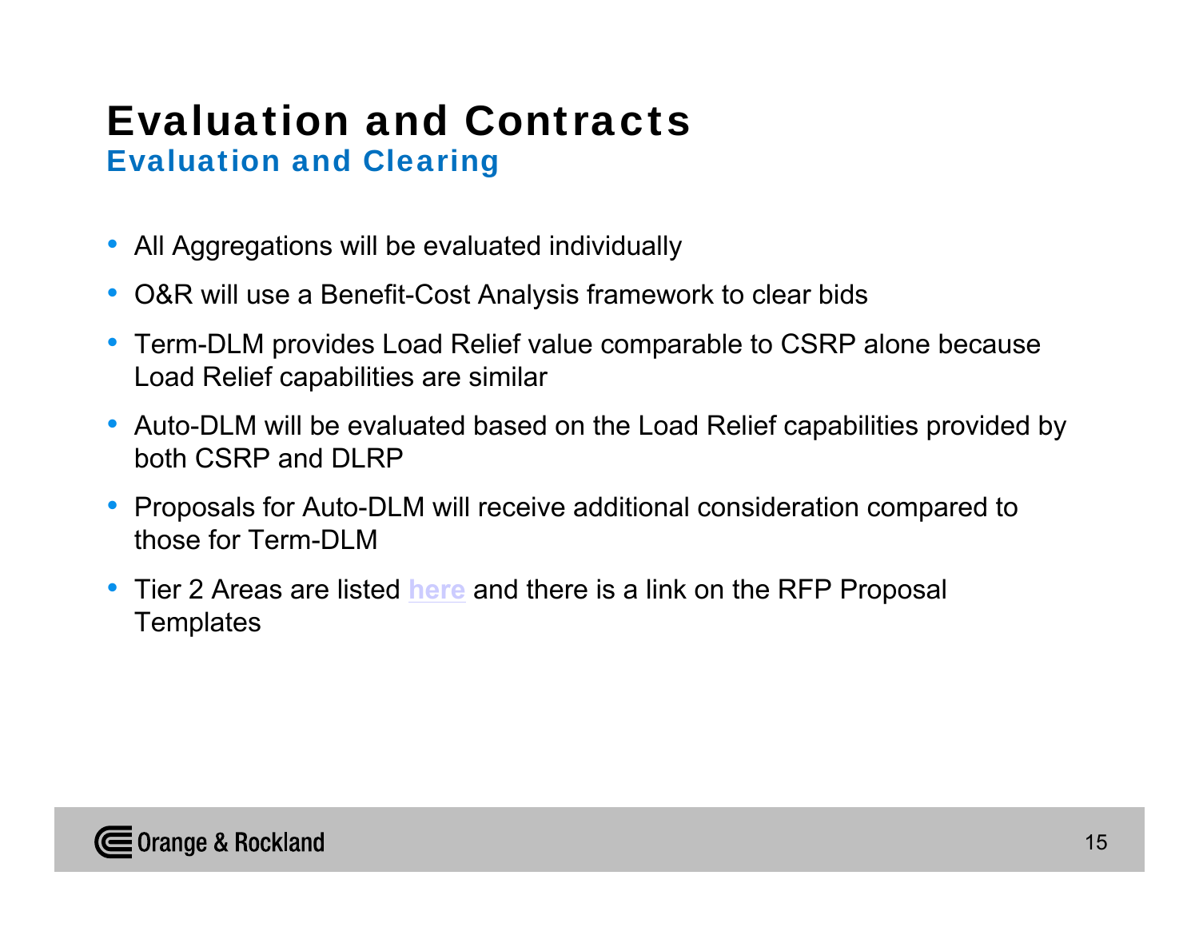# Evaluation and Contracts

## Evaluation and Clearing

- All Aggregations will be evaluated individually
- O&R will use a Benefit-Cost Analysis framework to clear bids
- Term-DLM provides Load Relief value comparable to CSRP alone because Load Relief capabilities are similar
- Auto-DLM will be evaluated based on the Load Relief capabilities provided by both CSRP and DLRP
- Proposals for Auto-DLM will receive additional consideration compared to those for Term-DLM
- Tier 2 Areas are listed here and there is a link on the RFP Proposal Templates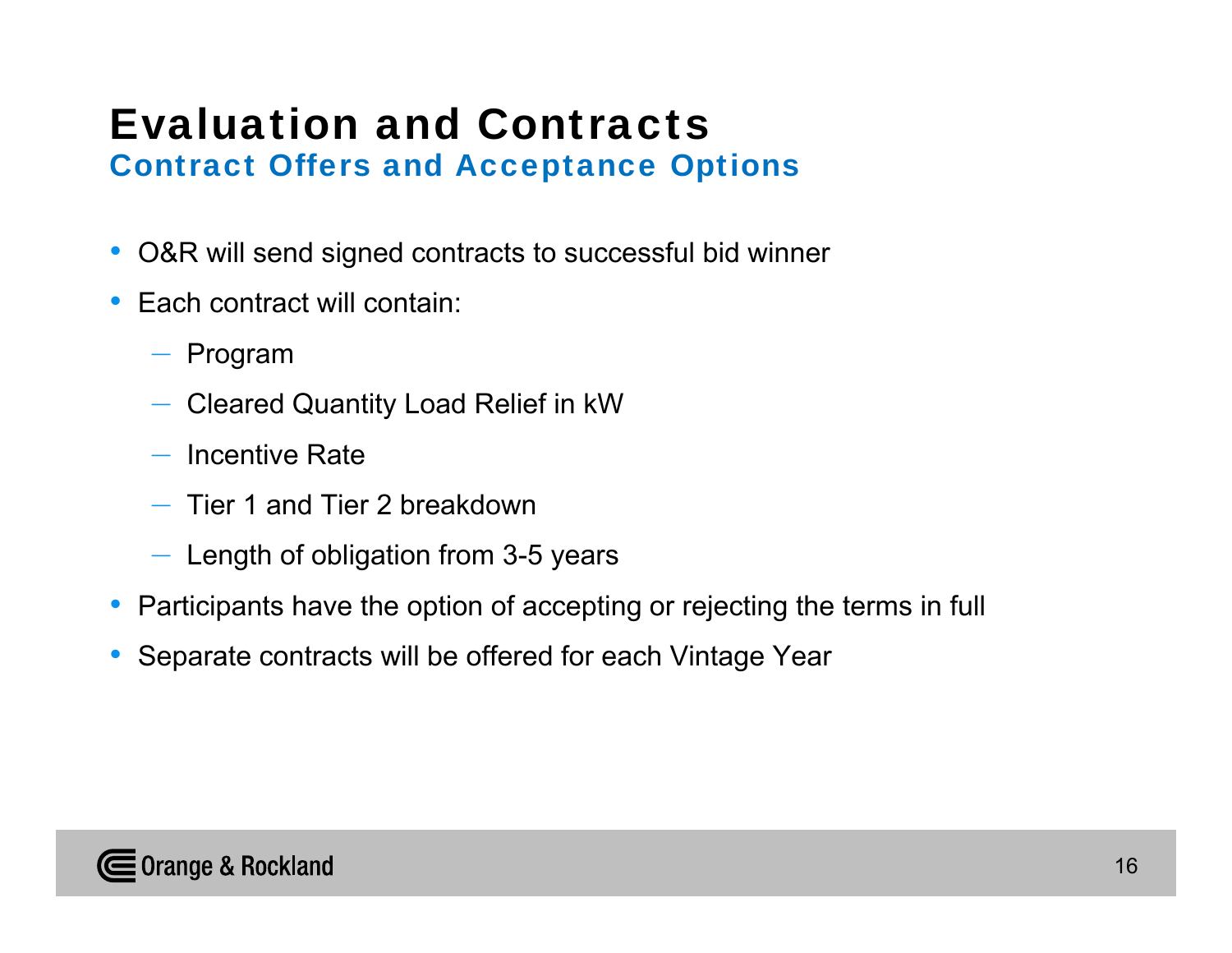# Evaluation and Contracts

## Contract Offers and Acceptance Options

- O&R will send signed contracts to successful bid winner
- Each contract will contain:
  - Program
  - Cleared Quantity Load Relief in kW
  - Incentive Rate
  - Tier 1 and Tier 2 breakdown
  - Length of obligation from 3-5 years
- Participants have the option of accepting or rejecting the terms in full
- Separate contracts will be offered for each Vintage Year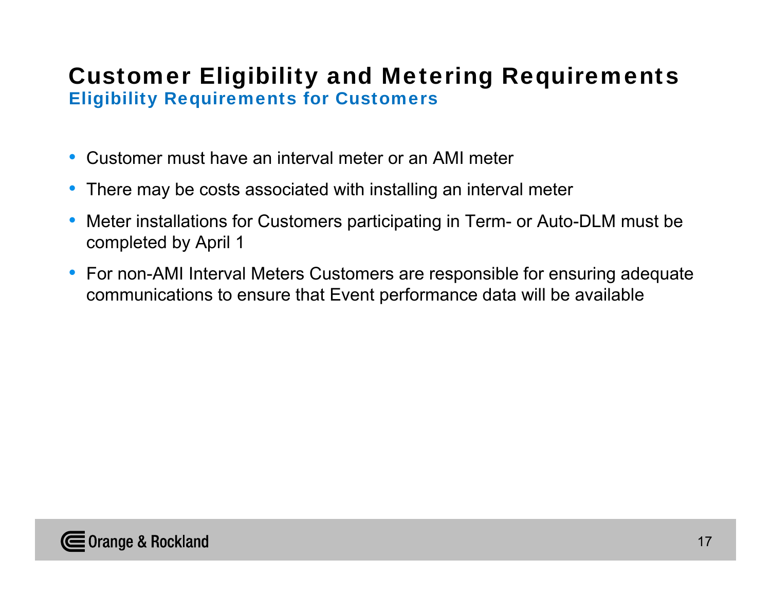# Customer Eligibility and Metering Requirements

## Eligibility Requirements for Customers

- Customer must have an interval meter or an AMI meter
- There may be costs associated with installing an interval meter
- Meter installations for Customers participating in Term- or Auto-DLM must be completed by April 1
- For non-AMI Interval Meters Customers are responsible for ensuring adequate communications to ensure that Event performance data will be available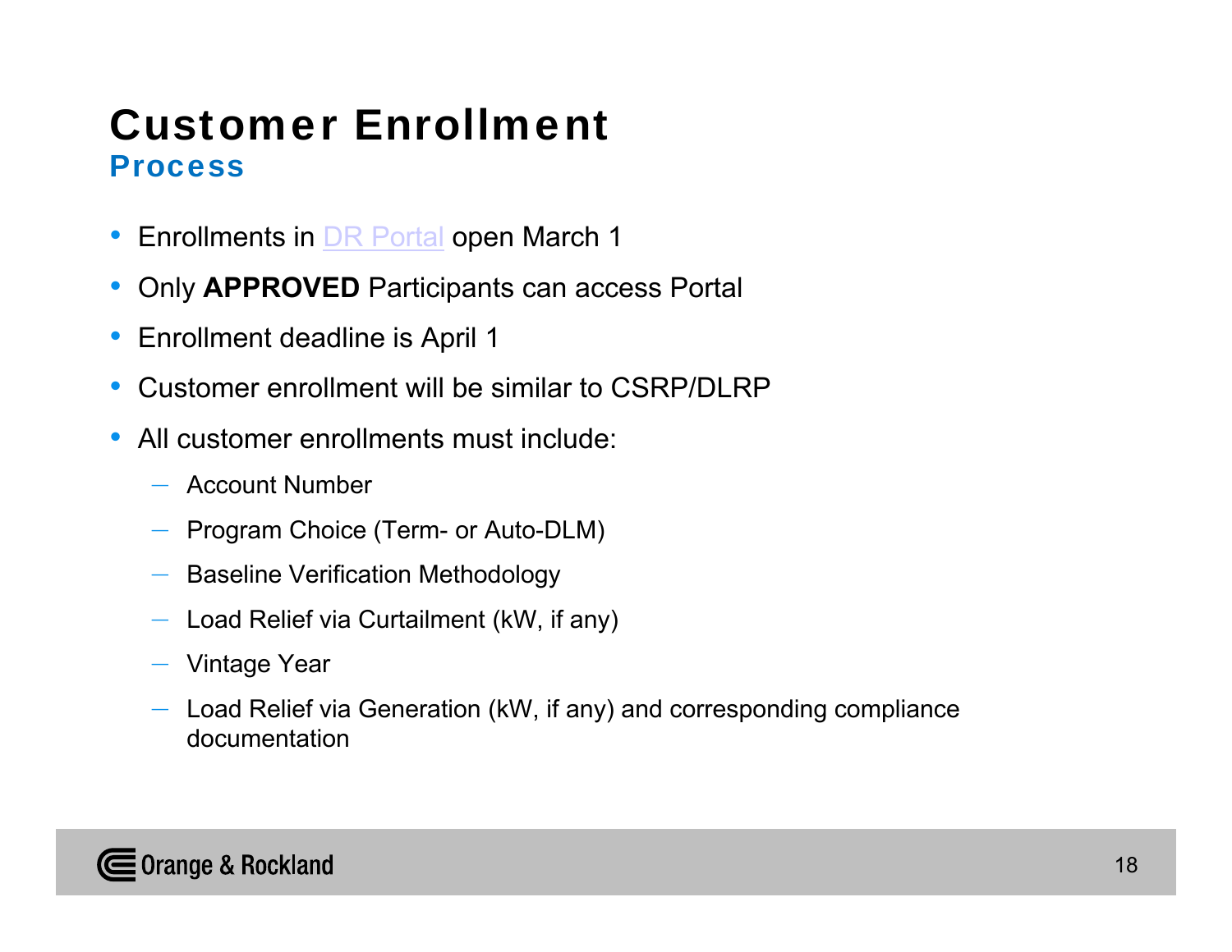# Customer Enrollment

## Process

- Enrollments in DR Portal open March 1
- Only **APPROVED** Participants can access Portal
- Enrollment deadline is April 1
- Customer enrollment will be similar to CSRP/DLRP
- All customer enrollments must include:
  - Account Number
  - Program Choice (Term- or Auto-DLM)
  - Baseline Verification Methodology
  - Load Relief via Curtailment (kW, if any)
  - Vintage Year
  - Load Relief via Generation (kW, if any) and corresponding compliance documentation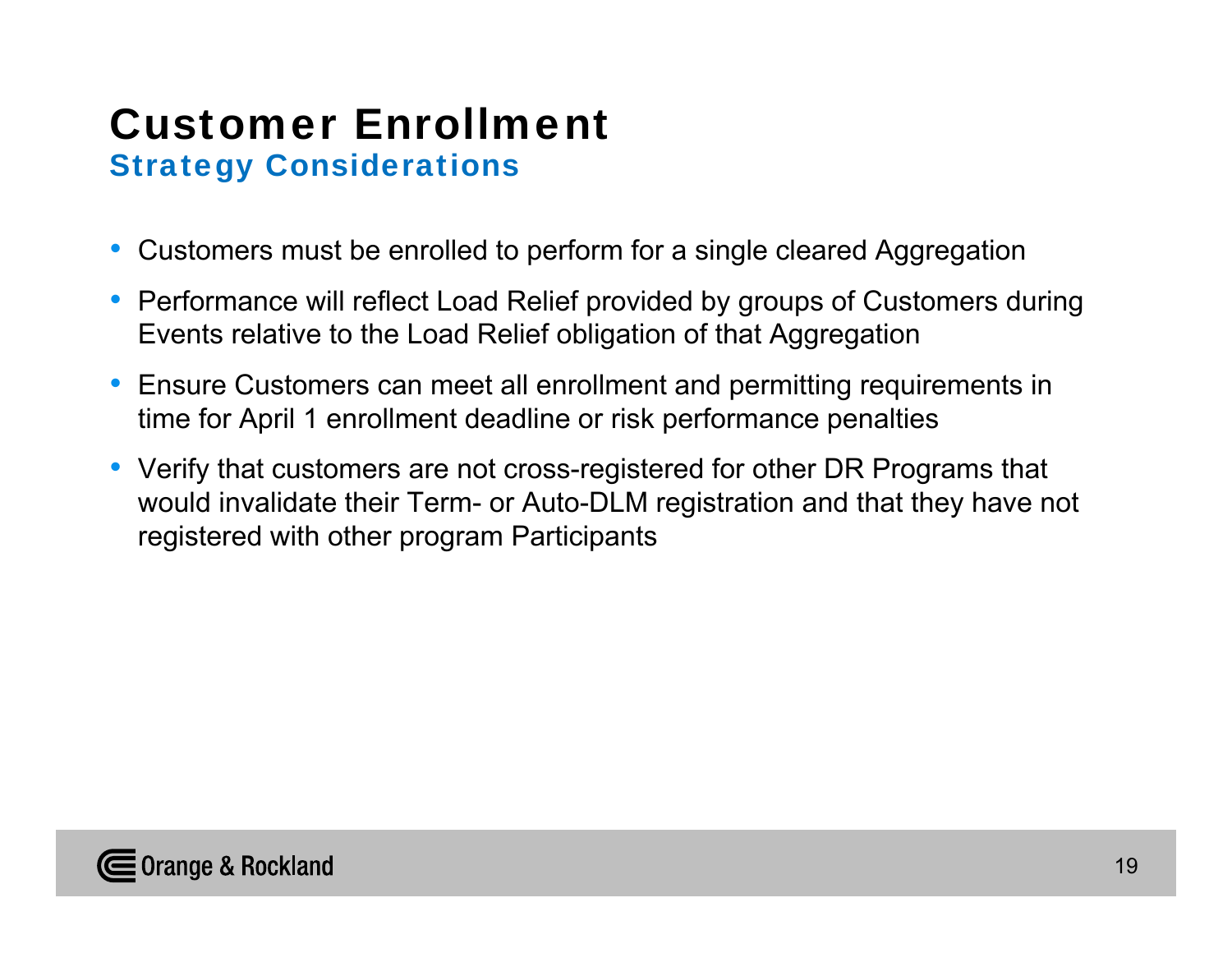# Customer Enrollment

## Strategy Considerations

- Customers must be enrolled to perform for a single cleared Aggregation
- Performance will reflect Load Relief provided by groups of Customers during Events relative to the Load Relief obligation of that Aggregation
- Ensure Customers can meet all enrollment and permitting requirements in time for April 1 enrollment deadline or risk performance penalties
- Verify that customers are not cross-registered for other DR Programs that would invalidate their Term- or Auto-DLM registration and that they have not registered with other program Participants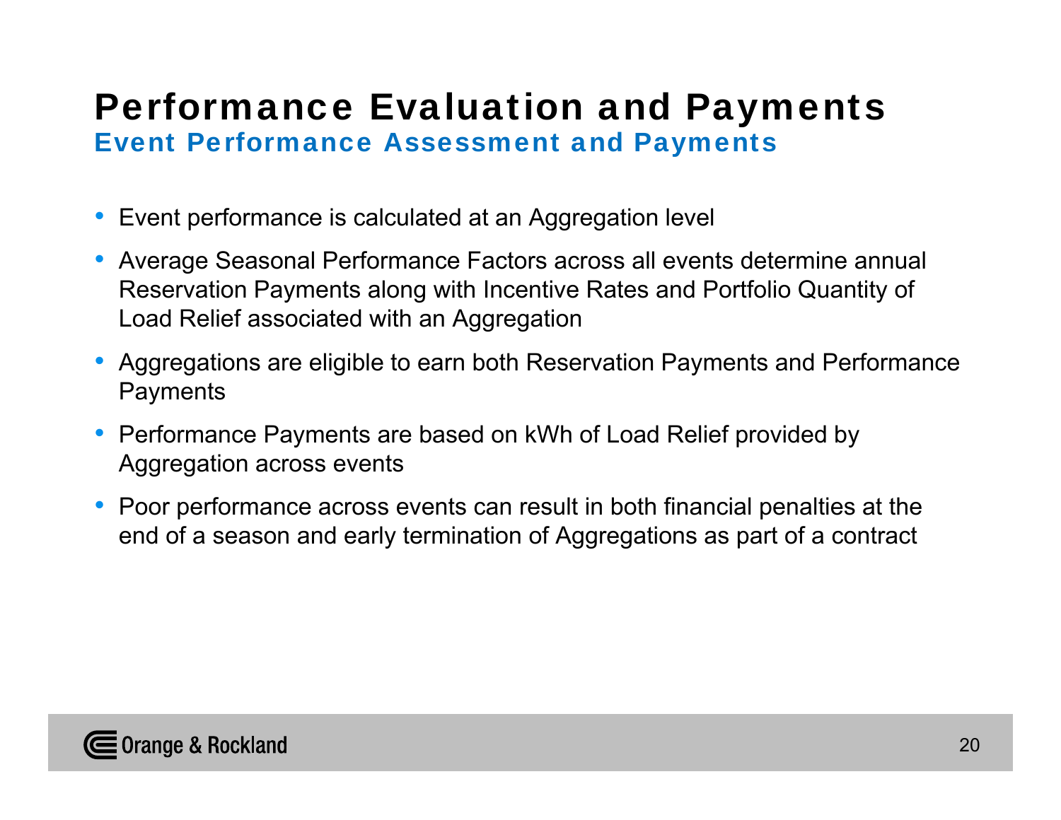# Performance Evaluation and Payments

## Event Performance Assessment and Payments

- Event performance is calculated at an Aggregation level
- Average Seasonal Performance Factors across all events determine annual Reservation Payments along with Incentive Rates and Portfolio Quantity of Load Relief associated with an Aggregation
- Aggregations are eligible to earn both Reservation Payments and Performance Payments
- Performance Payments are based on kWh of Load Relief provided by Aggregation across events
- Poor performance across events can result in both financial penalties at the end of a season and early termination of Aggregations as part of a contract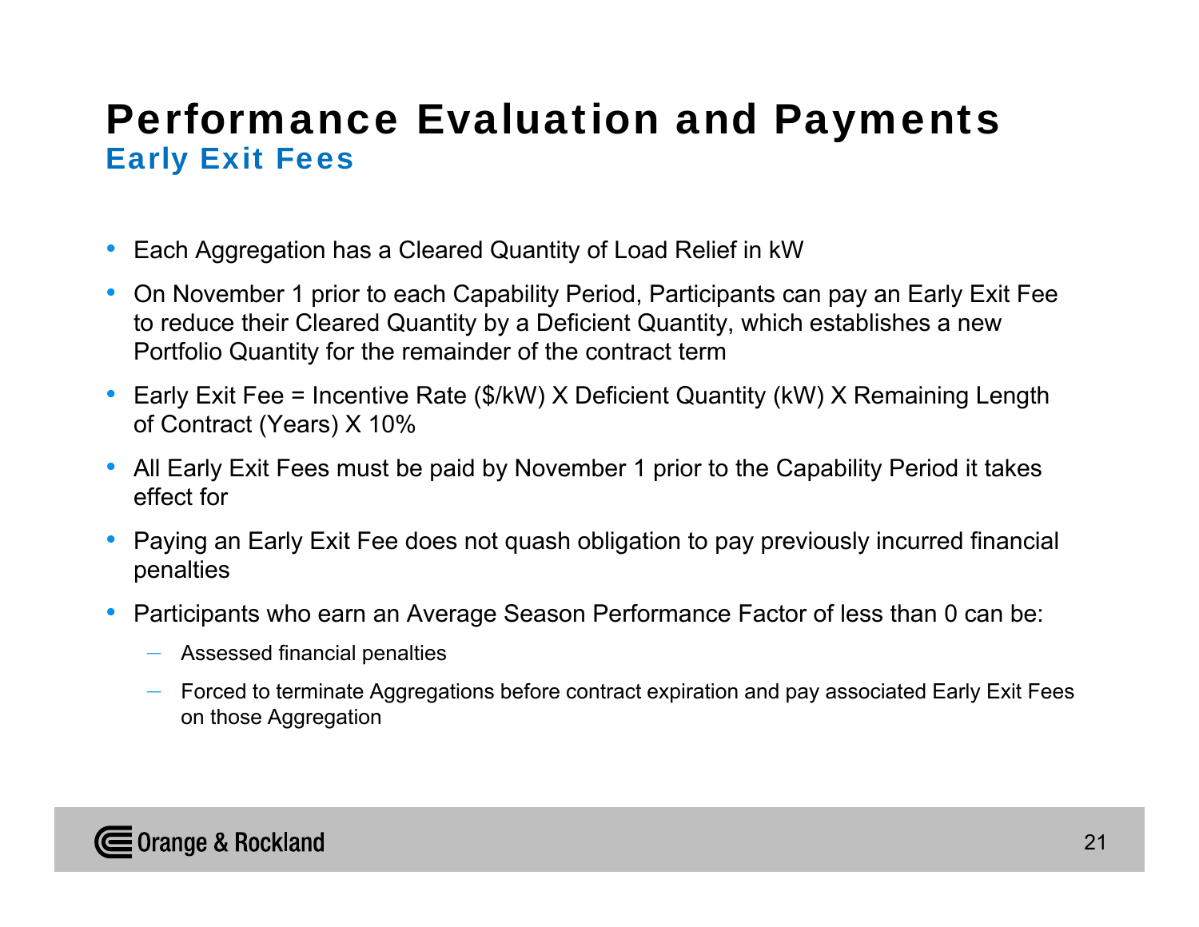# Performance Evaluation and Payments

## Early Exit Fees

- Each Aggregation has a Cleared Quantity of Load Relief in kW
- On November 1 prior to each Capability Period, Participants can pay an Early Exit Fee to reduce their Cleared Quantity by a Deficient Quantity, which establishes a new Portfolio Quantity for the remainder of the contract term
- Early Exit Fee = Incentive Rate ($/kW) X Deficient Quantity (kW) X Remaining Length of Contract (Years) X 10%
- All Early Exit Fees must be paid by November 1 prior to the Capability Period it takes effect for
- Paying an Early Exit Fee does not quash obligation to pay previously incurred financial penalties
- Participants who earn an Average Season Performance Factor of less than 0 can be:
  - Assessed financial penalties
  - Forced to terminate Aggregations before contract expiration and pay associated Early Exit Fees on those Aggregation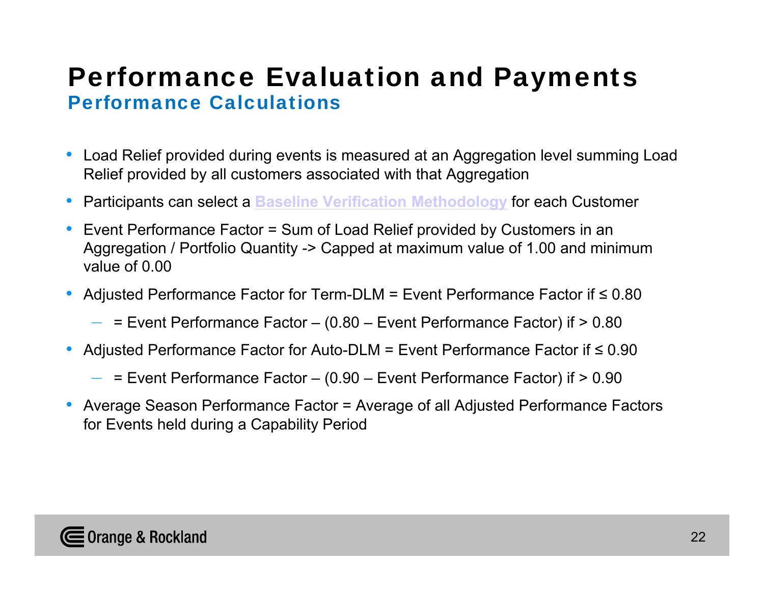# Performance Evaluation and Payments

## Performance Calculations

- Load Relief provided during events is measured at an Aggregation level summing Load Relief provided by all customers associated with that Aggregation
- Participants can select a Baseline Verification Methodology for each Customer
- Event Performance Factor = Sum of Load Relief provided by Customers in an Aggregation / Portfolio Quantity -> Capped at maximum value of 1.00 and minimum value of 0.00
- Adjusted Performance Factor for Term-DLM = Event Performance Factor if ≤ 0.80
  - = Event Performance Factor – (0.80 – Event Performance Factor) if > 0.80
- Adjusted Performance Factor for Auto-DLM = Event Performance Factor if ≤ 0.90
  - = Event Performance Factor – (0.90 – Event Performance Factor) if > 0.90
- Average Season Performance Factor = Average of all Adjusted Performance Factors for Events held during a Capability Period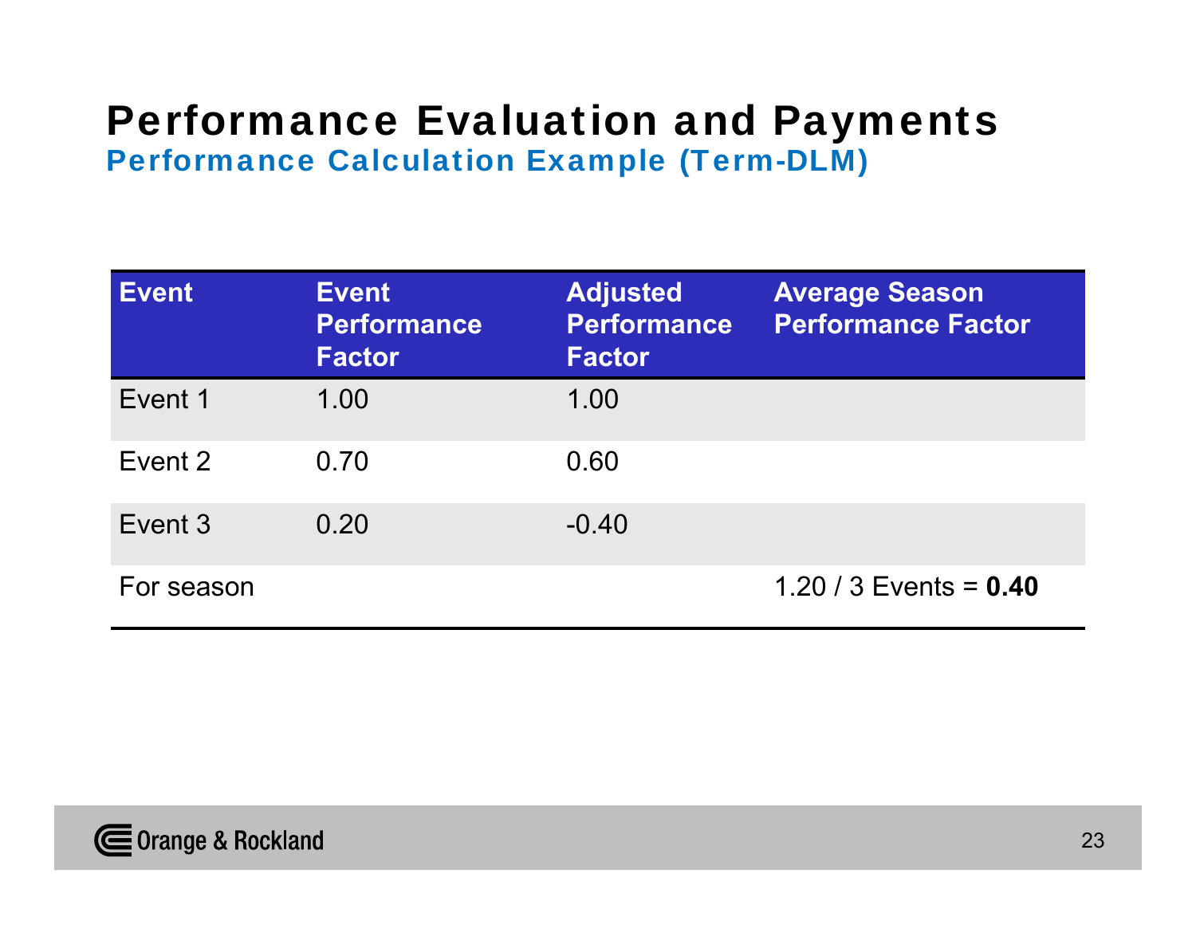# Performance Evaluation and Payments

## Performance Calculation Example (Term-DLM)

| Event | Event Performance Factor | Adjusted Performance Factor | Average Season Performance Factor |
|---|---|---|---|
| Event 1 | 1.00 | 1.00 | |
| Event 2 | 0.70 | 0.60 | |
| Event 3 | 0.20 | -0.40 | |
| For season | | | 1.20 / 3 Events = **0.40** |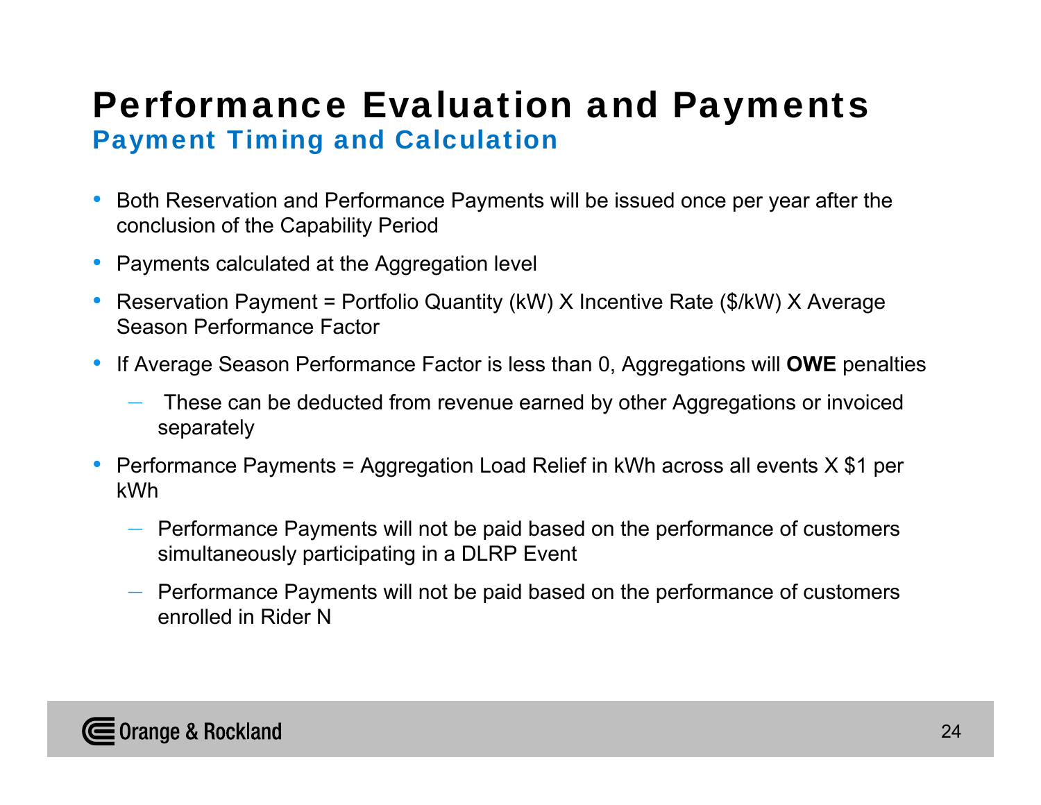# Performance Evaluation and Payments

## Payment Timing and Calculation

- Both Reservation and Performance Payments will be issued once per year after the conclusion of the Capability Period
- Payments calculated at the Aggregation level
- Reservation Payment = Portfolio Quantity (kW) X Incentive Rate ($/kW) X Average Season Performance Factor
- If Average Season Performance Factor is less than 0, Aggregations will **OWE** penalties
  - These can be deducted from revenue earned by other Aggregations or invoiced separately
- Performance Payments = Aggregation Load Relief in kWh across all events X $1 per kWh
  - Performance Payments will not be paid based on the performance of customers simultaneously participating in a DLRP Event
  - Performance Payments will not be paid based on the performance of customers enrolled in Rider N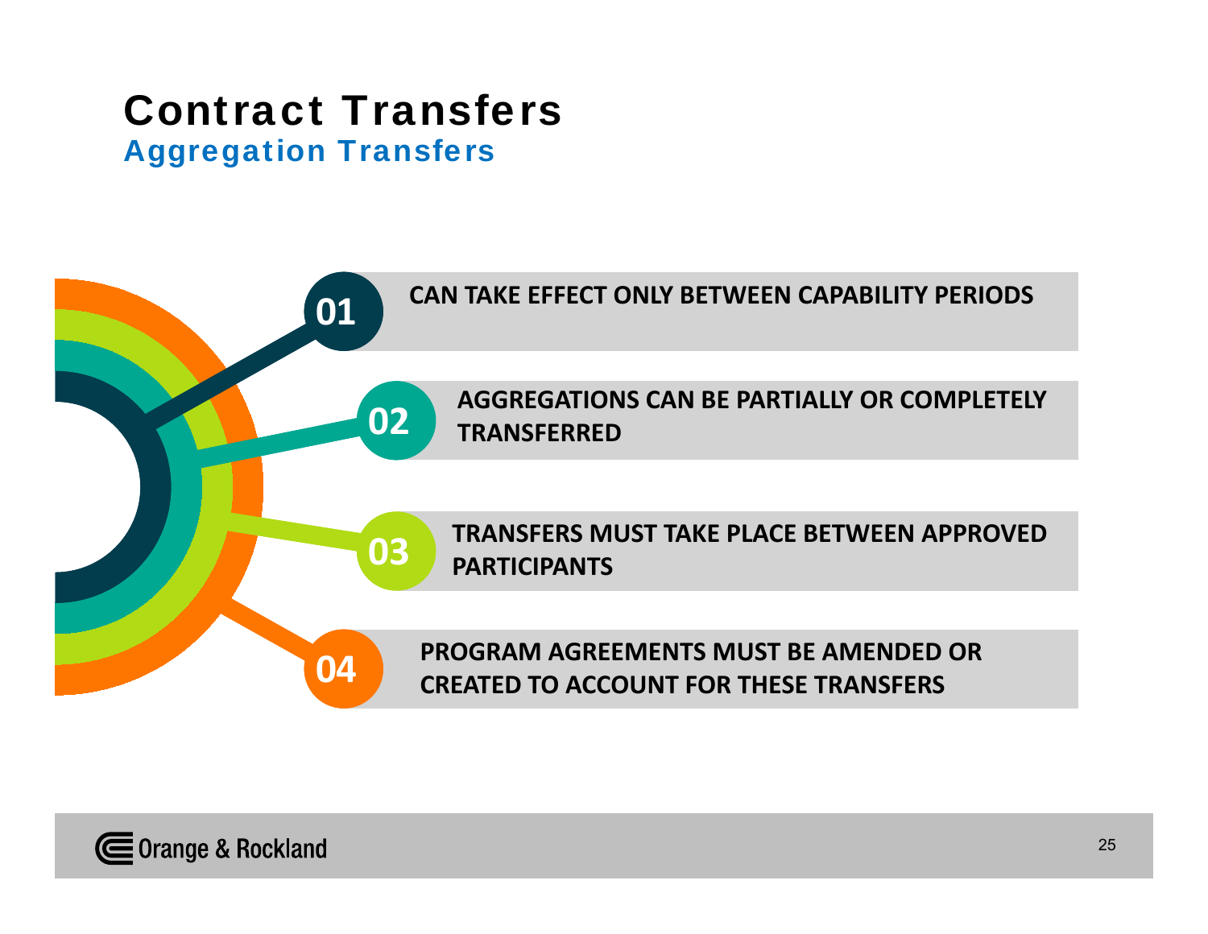# Contract Transfers

## Aggregation Transfers

01. **CAN TAKE EFFECT ONLY BETWEEN CAPABILITY PERIODS**

02. **AGGREGATIONS CAN BE PARTIALLY OR COMPLETELY TRANSFERRED**

03. **TRANSFERS MUST TAKE PLACE BETWEEN APPROVED PARTICIPANTS**

04. **PROGRAM AGREEMENTS MUST BE AMENDED OR CREATED TO ACCOUNT FOR THESE TRANSFERS**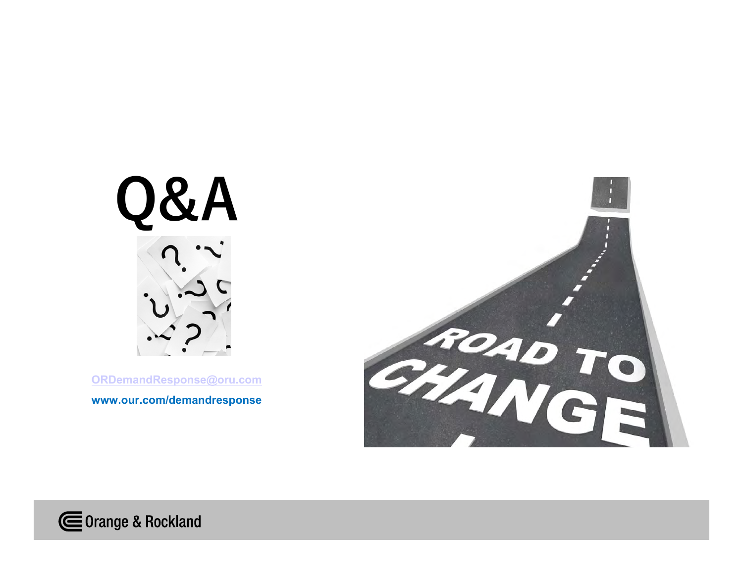# Q&A

ORDemandResponse@oru.com

www.our.com/demandresponse